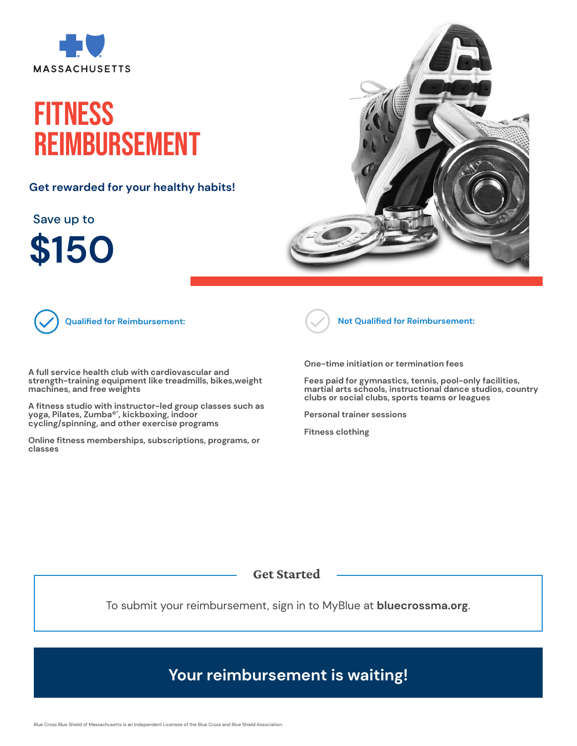MASSACHUSETTS

# FITNESS REIMBURSEMENT

**Get rewarded for your healthy habits!**

Save up to

# $150

## Qualified for Reimbursement:

A full service health club with cardiovascular and strength-training equipment like treadmills, bikes,weight machines, and free weights

A fitness studio with instructor-led group classes such as yoga, Pilates, Zumba®, kickboxing, indoor cycling/spinning, and other exercise programs

Online fitness memberships, subscriptions, programs, or classes

## Not Qualified for Reimbursement:

One-time initiation or termination fees

Fees paid for gymnastics, tennis, pool-only facilities, martial arts schools, instructional dance studios, country clubs or social clubs, sports teams or leagues

Personal trainer sessions

Fitness clothing

## Get Started

To submit your reimbursement, sign in to MyBlue at **bluecrossma.org**.

**Your reimbursement is waiting!**

Blue Cross Blue Shield of Massachusetts is an Independent Licensee of the Blue Cross and Blue Shield Association.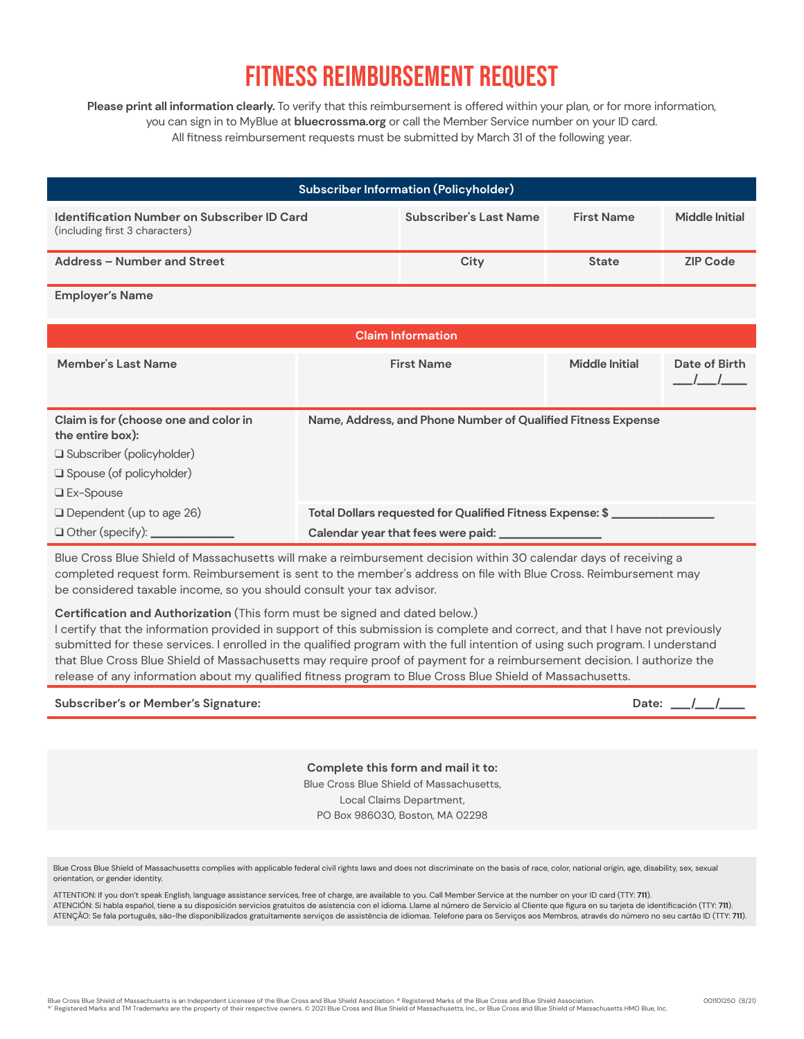# FITNESS REIMBURSEMENT REQUEST

**Please print all information clearly.** To verify that this reimbursement is offered within your plan, or for more information, you can sign in to MyBlue at **bluecrossma.org** or call the Member Service number on your ID card. All fitness reimbursement requests must be submitted by March 31 of the following year.

## Subscriber Information (Policyholder)

| Identification Number on Subscriber ID Card (including first 3 characters) | Subscriber's Last Name | First Name | Middle Initial |
|---|---|---|---|
| | | | |

| Address – Number and Street | City | State | ZIP Code |
|---|---|---|---|
| | | | |

**Employer's Name**

## Claim Information

| Member's Last Name | First Name | Middle Initial | Date of Birth ___/___/____ |
|---|---|---|---|
| | | | |

**Claim is for (choose one and color in the entire box):**

- ❑ Subscriber (policyholder)
- ❑ Spouse (of policyholder)
- ❑ Ex-Spouse
- ❑ Dependent (up to age 26)
- ❑ Other (specify): _____________

**Name, Address, and Phone Number of Qualified Fitness Expense**

**Total Dollars requested for Qualified Fitness Expense: $** _______________

**Calendar year that fees were paid:** _______________

Blue Cross Blue Shield of Massachusetts will make a reimbursement decision within 30 calendar days of receiving a completed request form. Reimbursement is sent to the member's address on file with Blue Cross. Reimbursement may be considered taxable income, so you should consult your tax advisor.

**Certification and Authorization** (This form must be signed and dated below.)
I certify that the information provided in support of this submission is complete and correct, and that I have not previously submitted for these services. I enrolled in the qualified program with the full intention of using such program. I understand that Blue Cross Blue Shield of Massachusetts may require proof of payment for a reimbursement decision. I authorize the release of any information about my qualified fitness program to Blue Cross Blue Shield of Massachusetts.

**Subscriber's or Member's Signature:** **Date:** ___/___/____

**Complete this form and mail it to:**
Blue Cross Blue Shield of Massachusetts,
Local Claims Department,
PO Box 986030, Boston, MA 02298

Blue Cross Blue Shield of Massachusetts complies with applicable federal civil rights laws and does not discriminate on the basis of race, color, national origin, age, disability, sex, sexual orientation, or gender identity.

ATTENTION: If you don't speak English, language assistance services, free of charge, are available to you. Call Member Service at the number on your ID card (TTY: **711**).
ATENCIÓN: Si habla español, tiene a su disposición servicios gratuitos de asistencia con el idioma. Llame al número de Servicio al Cliente que figura en su tarjeta de identificación (TTY: **711**).
ATENÇÃO: Se fala português, são-lhe disponibilizados gratuitamente serviços de assistência de idiomas. Telefone para os Serviços aos Membros, através do número no seu cartão ID (TTY: **711**).

Blue Cross Blue Shield of Massachusetts is an Independent Licensee of the Blue Cross and Blue Shield Association. ® Registered Marks of the Blue Cross and Blue Shield Association. ®´ Registered Marks and TM Trademarks are the property of their respective owners. © 2021 Blue Cross and Blue Shield of Massachusetts, Inc., or Blue Cross and Blue Shield of Massachusetts HMO Blue, Inc.

001101250 (8/21)